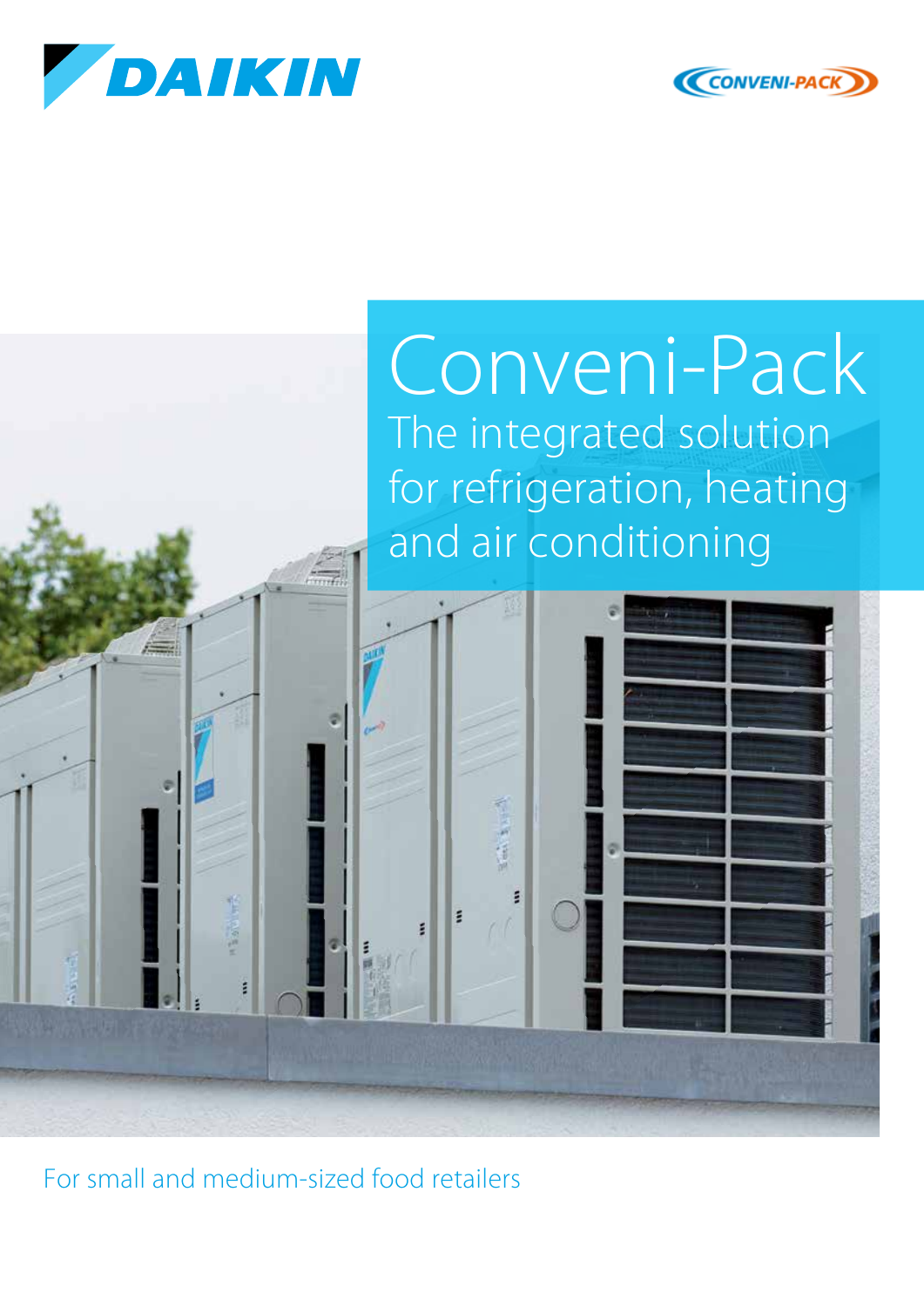DAIKIN

CONVENI-PACK

# Conveni-Pack

## The integrated solution for refrigeration, heating and air conditioning

For small and medium-sized food retailers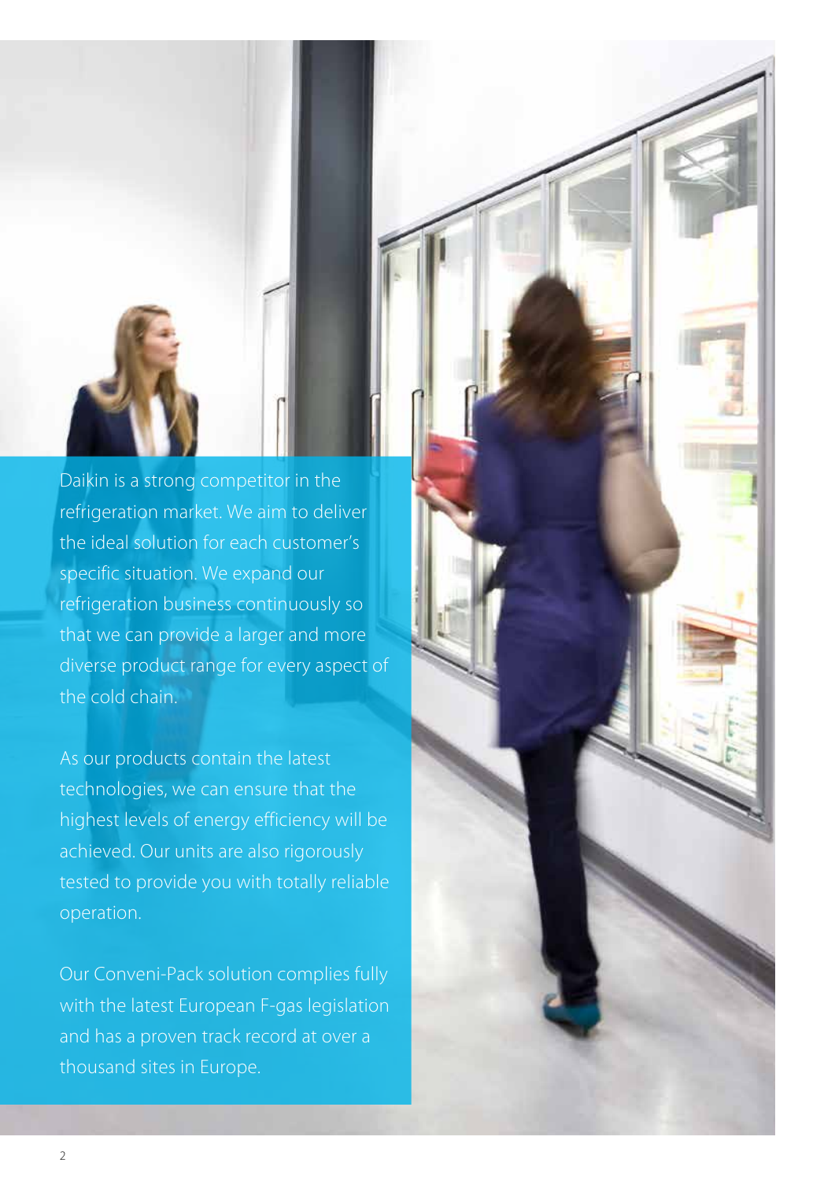Daikin is a strong competitor in the refrigeration market. We aim to deliver the ideal solution for each customer's specific situation. We expand our refrigeration business continuously so that we can provide a larger and more diverse product range for every aspect of the cold chain.

As our products contain the latest technologies, we can ensure that the highest levels of energy efficiency will be achieved. Our units are also rigorously tested to provide you with totally reliable operation.

Our Conveni-Pack solution complies fully with the latest European F-gas legislation and has a proven track record at over a thousand sites in Europe.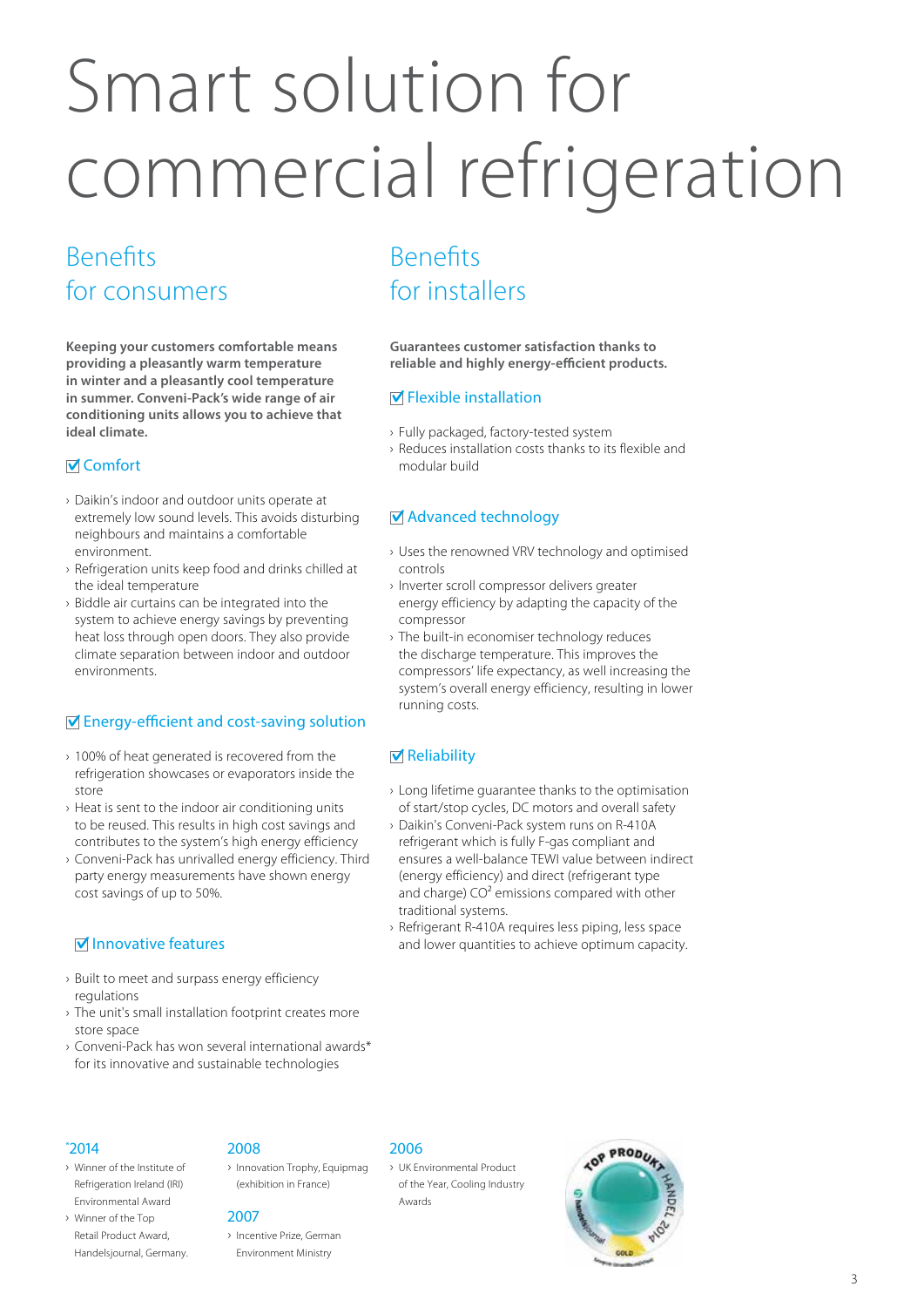# Smart solution for commercial refrigeration

## Benefits for consumers

**Keeping your customers comfortable means providing a pleasantly warm temperature in winter and a pleasantly cool temperature in summer. Conveni-Pack's wide range of air conditioning units allows you to achieve that ideal climate.**

### ☑ Comfort

- Daikin's indoor and outdoor units operate at extremely low sound levels. This avoids disturbing neighbours and maintains a comfortable environment.
- Refrigeration units keep food and drinks chilled at the ideal temperature
- Biddle air curtains can be integrated into the system to achieve energy savings by preventing heat loss through open doors. They also provide climate separation between indoor and outdoor environments.

### ☑ Energy-efficient and cost-saving solution

- 100% of heat generated is recovered from the refrigeration showcases or evaporators inside the store
- Heat is sent to the indoor air conditioning units to be reused. This results in high cost savings and contributes to the system's high energy efficiency
- Conveni-Pack has unrivalled energy efficiency. Third party energy measurements have shown energy cost savings of up to 50%.

### ☑ Innovative features

- Built to meet and surpass energy efficiency regulations
- The unit's small installation footprint creates more store space
- Conveni-Pack has won several international awards* for its innovative and sustainable technologies

## Benefits for installers

**Guarantees customer satisfaction thanks to reliable and highly energy-efficient products.**

### ☑ Flexible installation

- Fully packaged, factory-tested system
- Reduces installation costs thanks to its flexible and modular build

### ☑ Advanced technology

- Uses the renowned VRV technology and optimised controls
- Inverter scroll compressor delivers greater energy efficiency by adapting the capacity of the compressor
- The built-in economiser technology reduces the discharge temperature. This improves the compressors' life expectancy, as well increasing the system's overall energy efficiency, resulting in lower running costs.

### ☑ Reliability

- Long lifetime guarantee thanks to the optimisation of start/stop cycles, DC motors and overall safety
- Daikin's Conveni-Pack system runs on R-410A refrigerant which is fully F-gas compliant and ensures a well-balance TEWI value between indirect (energy efficiency) and direct (refrigerant type and charge) $CO^2$ emissions compared with other traditional systems.
- Refrigerant R-410A requires less piping, less space and lower quantities to achieve optimum capacity.

### *2014

- Winner of the Institute of Refrigeration Ireland (IRI) Environmental Award
- Winner of the Top Retail Product Award, Handelsjournal, Germany.

### 2008

- Innovation Trophy, Equipmag (exhibition in France)

### 2007

- Incentive Prize, German Environment Ministry

### 2006

- UK Environmental Product of the Year, Cooling Industry Awards

TOP PRODUKT HANDEL 2014
handelsjournal
GOLD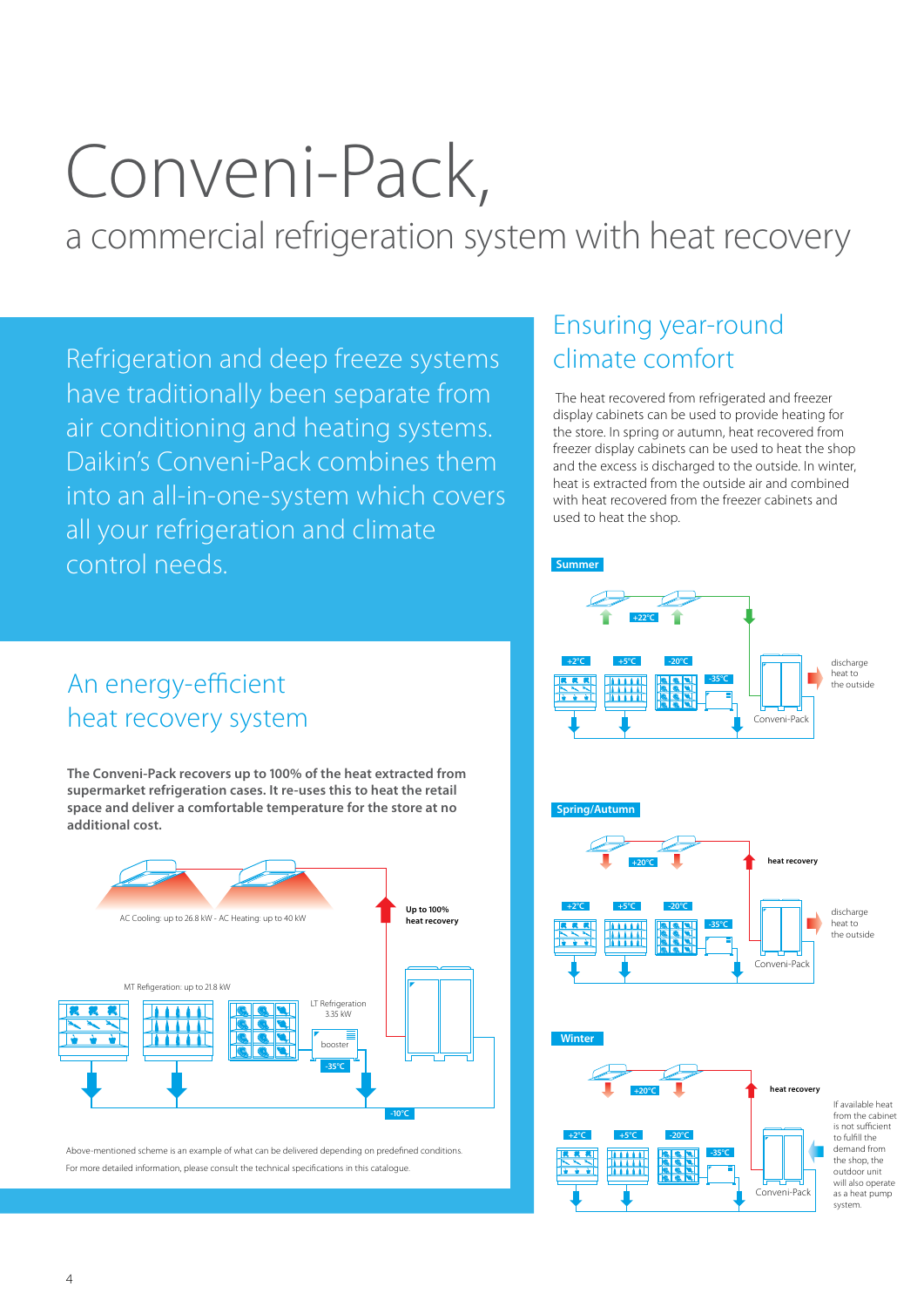# Conveni-Pack,

## a commercial refrigeration system with heat recovery

Refrigeration and deep freeze systems have traditionally been separate from air conditioning and heating systems. Daikin's Conveni-Pack combines them into an all-in-one-system which covers all your refrigeration and climate control needs.

## An energy-efficient heat recovery system

**The Conveni-Pack recovers up to 100% of the heat extracted from supermarket refrigeration cases. It re-uses this to heat the retail space and deliver a comfortable temperature for the store at no additional cost.**

AC Cooling: up to 26.8 kW - AC Heating: up to 40 kW

**Up to 100% heat recovery**

MT Refigeration: up to 21.8 kW

LT Refrigeration 3.35 kW

booster

-35°C

-10°C

Above-mentioned scheme is an example of what can be delivered depending on predefined conditions.
For more detailed information, please consult the technical specifications in this catalogue.

## Ensuring year-round climate comfort

The heat recovered from refrigerated and freezer display cabinets can be used to provide heating for the store. In spring or autumn, heat recovered from freezer display cabinets can be used to heat the shop and the excess is discharged to the outside. In winter, heat is extracted from the outside air and combined with heat recovered from the freezer cabinets and used to heat the shop.

**Summer**

+22°C

+2°C +5°C -20°C -35°C

Conveni-Pack

discharge heat to the outside

**Spring/Autumn**

+20°C

**heat recovery**

+2°C +5°C -20°C -35°C

Conveni-Pack

discharge heat to the outside

**Winter**

+20°C

**heat recovery**

+2°C +5°C -20°C -35°C

Conveni-Pack

If available heat from the cabinet is not sufficient to fulfill the demand from the shop, the outdoor unit will also operate as a heat pump system.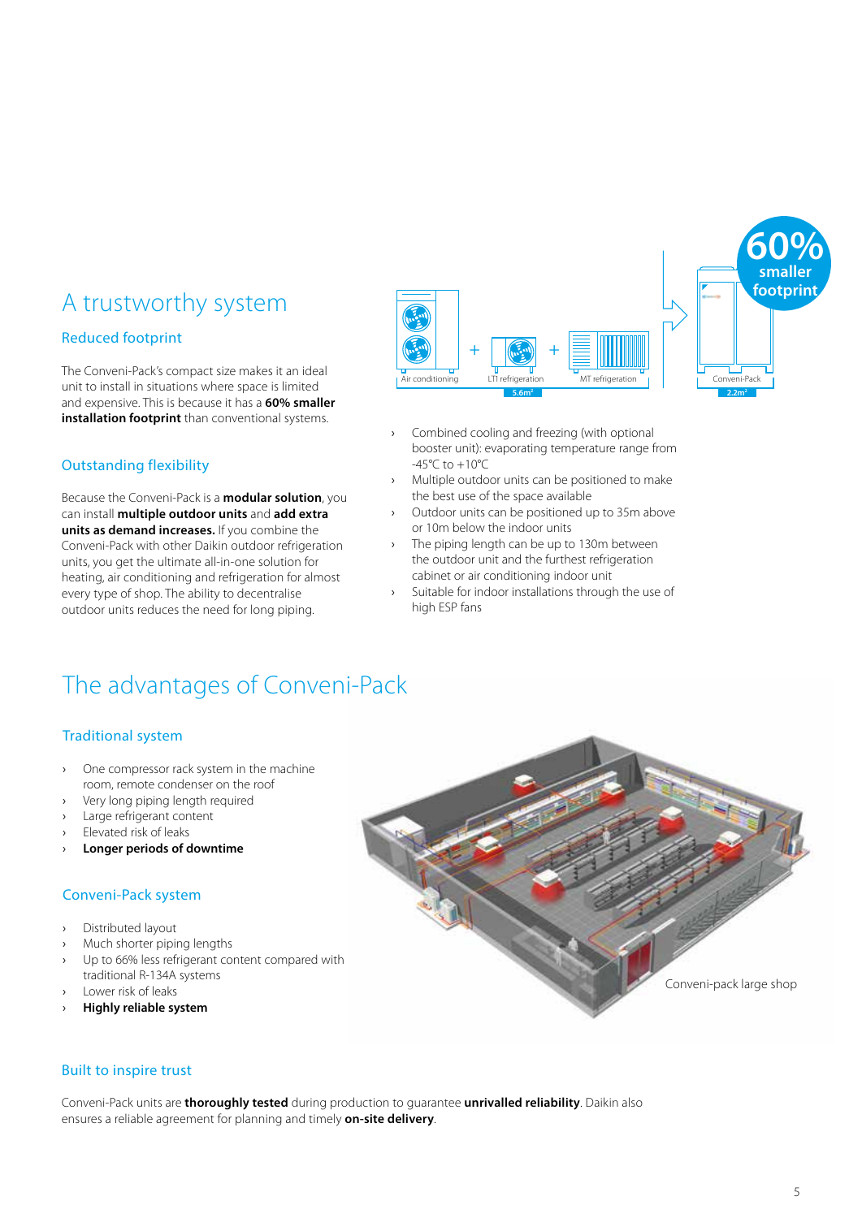# A trustworthy system

## Reduced footprint

The Conveni-Pack's compact size makes it an ideal unit to install in situations where space is limited and expensive. This is because it has a **60% smaller installation footprint** than conventional systems.

## Outstanding flexibility

Because the Conveni-Pack is a **modular solution**, you can install **multiple outdoor units** and **add extra units as demand increases.** If you combine the Conveni-Pack with other Daikin outdoor refrigeration units, you get the ultimate all-in-one solution for heating, air conditioning and refrigeration for almost every type of shop. The ability to decentralise outdoor units reduces the need for long piping.

Air conditioning + LT refrigeration + MT refrigeration
5.6m²

Conveni-Pack
2.2m²

60% smaller footprint

- Combined cooling and freezing (with optional booster unit): evaporating temperature range from -45°C to +10°C
- Multiple outdoor units can be positioned to make the best use of the space available
- Outdoor units can be positioned up to 35m above or 10m below the indoor units
- The piping length can be up to 130m between the outdoor unit and the furthest refrigeration cabinet or air conditioning indoor unit
- Suitable for indoor installations through the use of high ESP fans

# The advantages of Conveni-Pack

## Traditional system

- One compressor rack system in the machine room, remote condenser on the roof
- Very long piping length required
- Large refrigerant content
- Elevated risk of leaks
- **Longer periods of downtime**

## Conveni-Pack system

- Distributed layout
- Much shorter piping lengths
- Up to 66% less refrigerant content compared with traditional R-134A systems
- Lower risk of leaks
- **Highly reliable system**

Conveni-pack large shop

## Built to inspire trust

Conveni-Pack units are **thoroughly tested** during production to guarantee **unrivalled reliability**. Daikin also ensures a reliable agreement for planning and timely **on-site delivery**.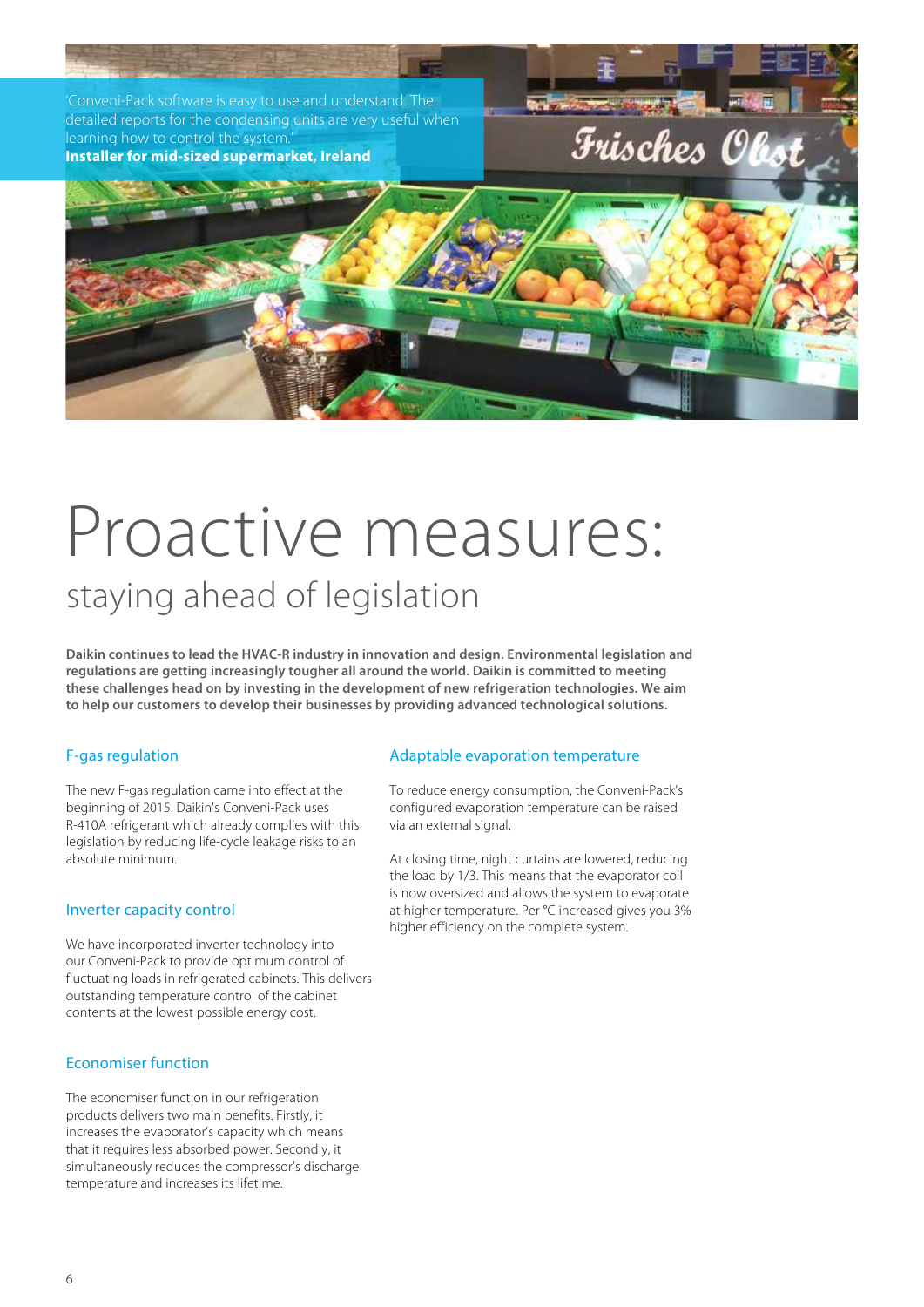'Conveni-Pack software is easy to use and understand. The detailed reports for the condensing units are very useful when learning how to control the system.'
**Installer for mid-sized supermarket, Ireland**

# Proactive measures:

## staying ahead of legislation

**Daikin continues to lead the HVAC-R industry in innovation and design. Environmental legislation and regulations are getting increasingly tougher all around the world. Daikin is committed to meeting these challenges head on by investing in the development of new refrigeration technologies. We aim to help our customers to develop their businesses by providing advanced technological solutions.**

### F-gas regulation

The new F-gas regulation came into effect at the beginning of 2015. Daikin's Conveni-Pack uses R-410A refrigerant which already complies with this legislation by reducing life-cycle leakage risks to an absolute minimum.

### Inverter capacity control

We have incorporated inverter technology into our Conveni-Pack to provide optimum control of fluctuating loads in refrigerated cabinets. This delivers outstanding temperature control of the cabinet contents at the lowest possible energy cost.

### Economiser function

The economiser function in our refrigeration products delivers two main benefits. Firstly, it increases the evaporator's capacity which means that it requires less absorbed power. Secondly, it simultaneously reduces the compressor's discharge temperature and increases its lifetime.

### Adaptable evaporation temperature

To reduce energy consumption, the Conveni-Pack's configured evaporation temperature can be raised via an external signal.

At closing time, night curtains are lowered, reducing the load by 1/3. This means that the evaporator coil is now oversized and allows the system to evaporate at higher temperature. Per °C increased gives you 3% higher efficiency on the complete system.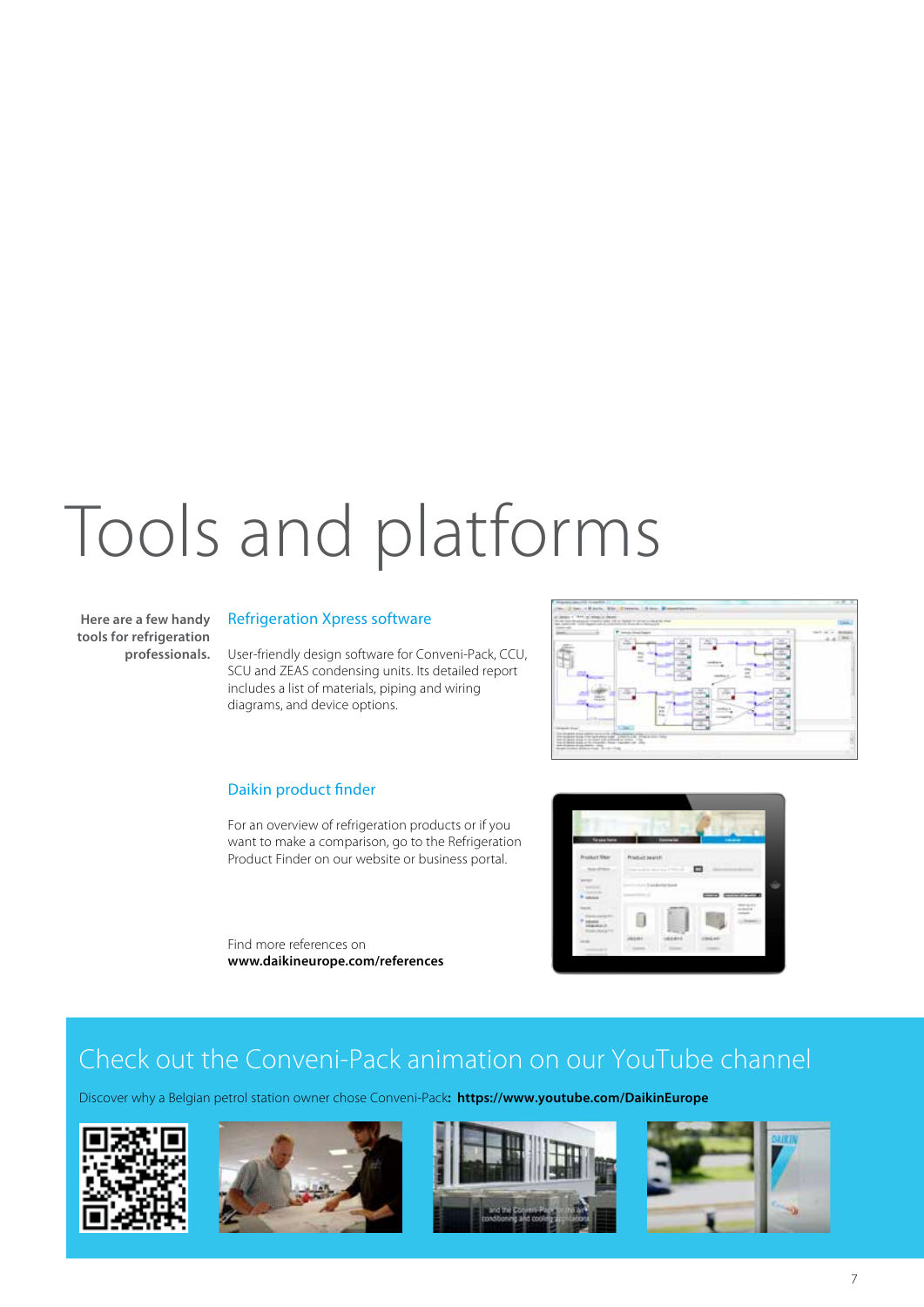# Tools and platforms

**Here are a few handy tools for refrigeration professionals.**

## Refrigeration Xpress software

User-friendly design software for Conveni-Pack, CCU, SCU and ZEAS condensing units. Its detailed report includes a list of materials, piping and wiring diagrams, and device options.

## Daikin product finder

For an overview of refrigeration products or if you want to make a comparison, go to the Refrigeration Product Finder on our website or business portal.

Find more references on
**www.daikineurope.com/references**

## Check out the Conveni-Pack animation on our YouTube channel

Discover why a Belgian petrol station owner chose Conveni-Pack**: https://www.youtube.com/DaikinEurope**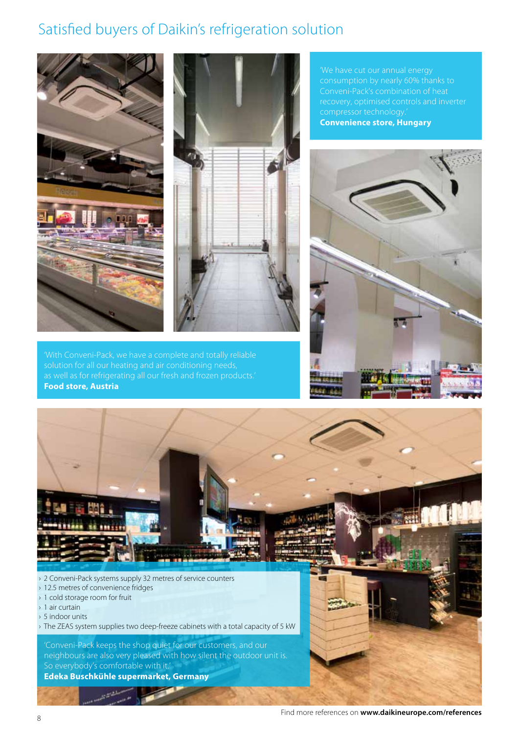# Satisfied buyers of Daikin's refrigeration solution

'We have cut our annual energy consumption by nearly 60% thanks to Conveni-Pack's combination of heat recovery, optimised controls and inverter compressor technology.'
**Convenience store, Hungary**

'With Conveni-Pack, we have a complete and totally reliable solution for all our heating and air conditioning needs, as well as for refrigerating all our fresh and frozen products.'
**Food store, Austria**

- 2 Conveni-Pack systems supply 32 metres of service counters
- 12.5 metres of convenience fridges
- 1 cold storage room for fruit
- 1 air curtain
- 5 indoor units
- The ZEAS system supplies two deep-freeze cabinets with a total capacity of 5 kW

'Conveni-Pack keeps the shop quiet for our customers, and our neighbours are also very pleased with how silent the outdoor unit is. So everybody's comfortable with it.'
**Edeka Buschkühle supermarket, Germany**

Find more references on **www.daikineurope.com/references**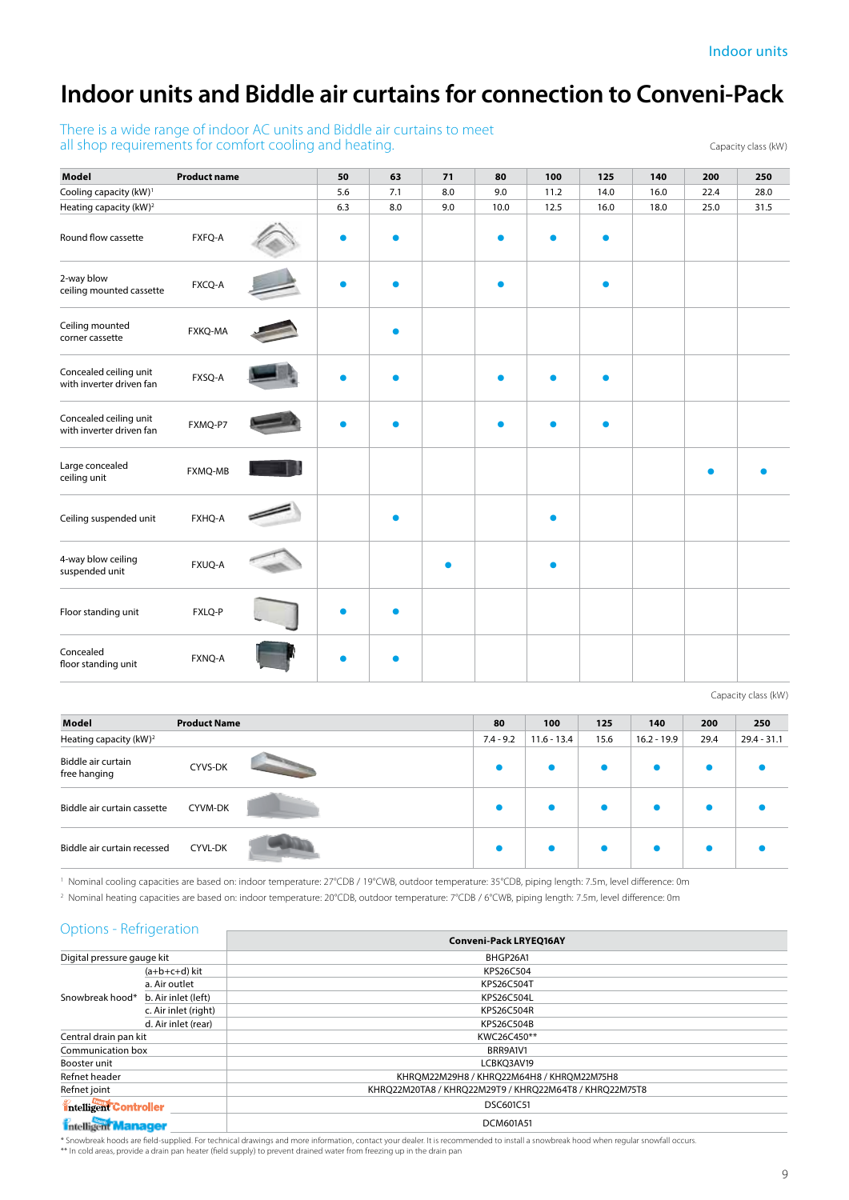# Indoor units and Biddle air curtains for connection to Conveni-Pack

There is a wide range of indoor AC units and Biddle air curtains to meet all shop requirements for comfort cooling and heating.

Capacity class (kW)

| Model | Product name | 50 | 63 | 71 | 80 | 100 | 125 | 140 | 200 | 250 |
|---|---|---|---|---|---|---|---|---|---|---|
| Cooling capacity (kW)[1] | | 5.6 | 7.1 | 8.0 | 9.0 | 11.2 | 14.0 | 16.0 | 22.4 | 28.0 |
| Heating capacity (kW)[2] | | 6.3 | 8.0 | 9.0 | 10.0 | 12.5 | 16.0 | 18.0 | 25.0 | 31.5 |
| Round flow cassette | FXFQ-A | ● | ● | | ● | ● | ● | | | |
| 2-way blow ceiling mounted cassette | FXCQ-A | ● | ● | | ● | | ● | | | |
| Ceiling mounted corner cassette | FXKQ-MA | | ● | | | | | | | |
| Concealed ceiling unit with inverter driven fan | FXSQ-A | ● | ● | | ● | ● | ● | | | |
| Concealed ceiling unit with inverter driven fan | FXMQ-P7 | ● | ● | | ● | ● | ● | | | |
| Large concealed ceiling unit | FXMQ-MB | | | | | | | | ● | ● |
| Ceiling suspended unit | FXHQ-A | | ● | | | ● | | | | |
| 4-way blow ceiling suspended unit | FXUQ-A | | | ● | | ● | | | | |
| Floor standing unit | FXLQ-P | ● | ● | | | | | | | |
| Concealed floor standing unit | FXNQ-A | ● | ● | | | | | | | |

Capacity class (kW)

| Model | Product Name | 80 | 100 | 125 | 140 | 200 | 250 |
|---|---|---|---|---|---|---|---|
| Heating capacity (kW)[2] | | 7.4 - 9.2 | 11.6 - 13.4 | 15.6 | 16.2 - 19.9 | 29.4 | 29.4 - 31.1 |
| Biddle air curtain free hanging | CYVS-DK | ● | ● | ● | ● | ● | ● |
| Biddle air curtain cassette | CYVM-DK | ● | ● | ● | ● | ● | ● |
| Biddle air curtain recessed | CYVL-DK | ● | ● | ● | ● | ● | ● |

[1] Nominal cooling capacities are based on: indoor temperature: 27°CDB / 19°CWB, outdoor temperature: 35°CDB, piping length: 7.5m, level difference: 0m

[2] Nominal heating capacities are based on: indoor temperature: 20°CDB, outdoor temperature: 7°CDB / 6°CWB, piping length: 7.5m, level difference: 0m

## Options - Refrigeration

| | | Conveni-Pack LRYEQ16AY |
|---|---|---|
| Digital pressure gauge kit | | BHGP26A1 |
| Snowbreak hood* | (a+b+c+d) kit | KPS26C504 |
| | a. Air outlet | KPS26C504T |
| | b. Air inlet (left) | KPS26C504L |
| | c. Air inlet (right) | KPS26C504R |
| | d. Air inlet (rear) | KPS26C504B |
| Central drain pan kit | | KWC26C450** |
| Communication box | | BRR9A1V1 |
| Booster unit | | LCBKQ3AV19 |
| Refnet header | | KHRQM22M29H8 / KHRQ22M64H8 / KHRQM22M75H8 |
| Refnet joint | | KHRQ22M20TA8 / KHRQ22M29T9 / KHRQ22M64T8 / KHRQ22M75T8 |
| Intelligent Touch Controller | | DSC601C51 |
| Intelligent Touch Manager | | DCM601A51 |

\* Snowbreak hoods are field-supplied. For technical drawings and more information, contact your dealer. It is recommended to install a snowbreak hood when regular snowfall occurs.
\** In cold areas, provide a drain pan heater (field supply) to prevent drained water from freezing up in the drain pan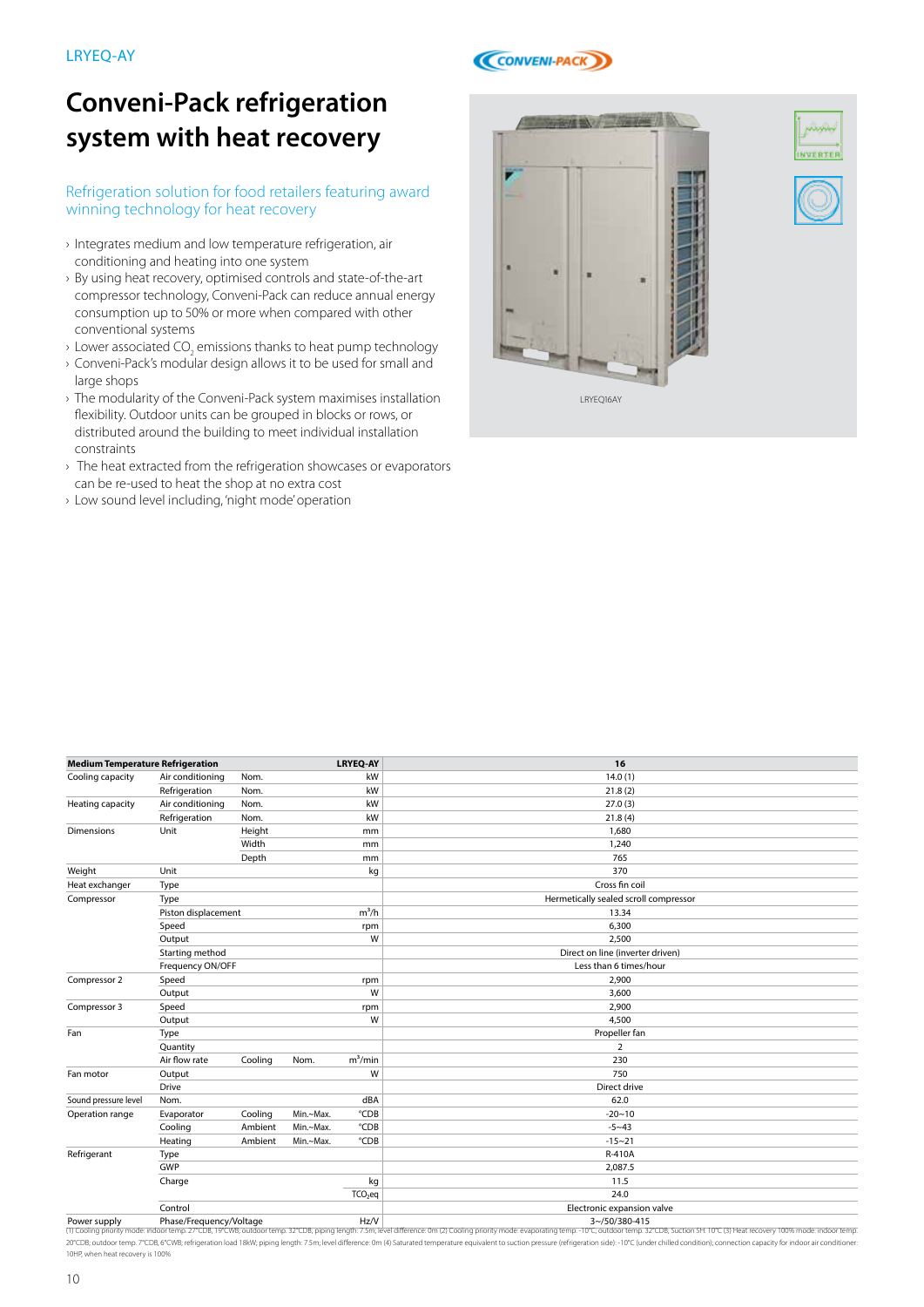LRYEQ-AY

# Conveni-Pack refrigeration system with heat recovery

## Refrigeration solution for food retailers featuring award winning technology for heat recovery

- Integrates medium and low temperature refrigeration, air conditioning and heating into one system
- By using heat recovery, optimised controls and state-of-the-art compressor technology, Conveni-Pack can reduce annual energy consumption up to 50% or more when compared with other conventional systems
- Lower associated $CO_2$ emissions thanks to heat pump technology
- Conveni-Pack's modular design allows it to be used for small and large shops
- The modularity of the Conveni-Pack system maximises installation flexibility. Outdoor units can be grouped in blocks or rows, or distributed around the building to meet individual installation constraints
- The heat extracted from the refrigeration showcases or evaporators can be re-used to heat the shop at no extra cost
- Low sound level including, 'night mode' operation

LRYEQ16AY

| **Medium Temperature Refrigeration** | | | | **LRYEQ-AY** | **16** |
|---|---|---|---|---|---|
| Cooling capacity | Air conditioning | Nom. | | kW | 14.0 (1) |
| | Refrigeration | Nom. | | kW | 21.8 (2) |
| Heating capacity | Air conditioning | Nom. | | kW | 27.0 (3) |
| | Refrigeration | Nom. | | kW | 21.8 (4) |
| Dimensions | Unit | Height | | mm | 1,680 |
| | | Width | | mm | 1,240 |
| | | Depth | | mm | 765 |
| Weight | Unit | | | kg | 370 |
| Heat exchanger | Type | | | | Cross fin coil |
| Compressor | Type | | | | Hermetically sealed scroll compressor |
| | Piston displacement | | | $m^3/h$ | 13.34 |
| | Speed | | | rpm | 6,300 |
| | Output | | | W | 2,500 |
| | Starting method | | | | Direct on line (inverter driven) |
| | Frequency ON/OFF | | | | Less than 6 times/hour |
| Compressor 2 | Speed | | | rpm | 2,900 |
| | Output | | | W | 3,600 |
| Compressor 3 | Speed | | | rpm | 2,900 |
| | Output | | | W | 4,500 |
| Fan | Type | | | | Propeller fan |
| | Quantity | | | | 2 |
| | Air flow rate | Cooling | Nom. | $m^3/min$ | 230 |
| Fan motor | Output | | | W | 750 |
| | Drive | | | | Direct drive |
| Sound pressure level | Nom. | | | dBA | 62.0 |
| Operation range | Evaporator | Cooling | Min.~Max. | °CDB | -20~10 |
| | Cooling | Ambient | Min.~Max. | °CDB | -5~43 |
| | Heating | Ambient | Min.~Max. | °CDB | -15~21 |
| Refrigerant | Type | | | | R-410A |
| | GWP | | | | 2,087.5 |
| | Charge | | | kg | 11.5 |
| | | | | $TCO_2eq$ | 24.0 |
| | Control | | | | Electronic expansion valve |
| Power supply | Phase/Frequency/Voltage | | | Hz/V | 3~/50/380-415 |

(1) Cooling priority mode: indoor temp. 27°CDB, 19°CWB; outdoor temp. 32°CDB; piping length: 7.5m; level difference: 0m (2) Cooling priority mode: evaporating temp. -10°C, outdoor temp. 32°CDB, suction SH: 10°C (3) Heat recovery 100% mode: indoor temp. 20°CDB; outdoor temp. 7°CDB, 6°CWB; refrigeration load 18kW; piping length: 7.5m; level difference: 0m (4) Saturated temperature equivalent to suction pressure (refrigeration side): -10°C (under chilled condition); connection capacity for indoor air conditioner: 10HP, when heat recovery is 100%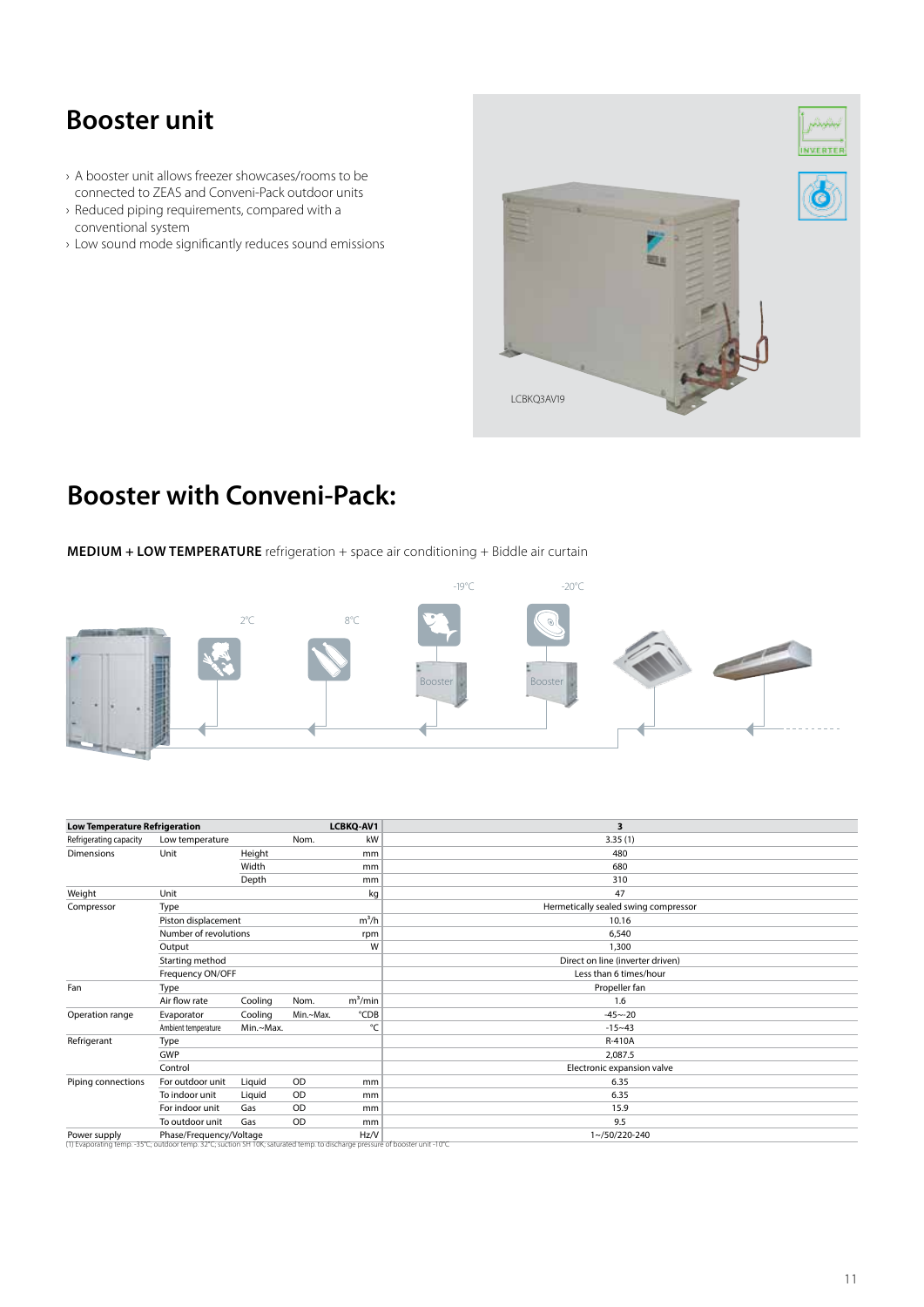# Booster unit

- A booster unit allows freezer showcases/rooms to be connected to ZEAS and Conveni-Pack outdoor units
- Reduced piping requirements, compared with a conventional system
- Low sound mode significantly reduces sound emissions

LCBKQ3AV19

# Booster with Conveni-Pack:

**MEDIUM + LOW TEMPERATURE** refrigeration + space air conditioning + Biddle air curtain

2°C

8°C

-19°C

Booster

-20°C

Booster

| Low Temperature Refrigeration | | | | LCBKQ-AV1 | 3 |
|---|---|---|---|---|---|
| Refrigerating capacity | Low temperature | | Nom. | kW | 3.35 (1) |
| Dimensions | Unit | Height | | mm | 480 |
| | | Width | | mm | 680 |
| | | Depth | | mm | 310 |
| Weight | Unit | | | kg | 47 |
| Compressor | Type | | | | Hermetically sealed swing compressor |
| | Piston displacement | | | m³/h | 10.16 |
| | Number of revolutions | | | rpm | 6,540 |
| | Output | | | W | 1,300 |
| | Starting method | | | | Direct on line (inverter driven) |
| | Frequency ON/OFF | | | | Less than 6 times/hour |
| Fan | Type | | | | Propeller fan |
| | Air flow rate | Cooling | Nom. | m³/min | 1.6 |
| Operation range | Evaporator | Cooling | Min.~Max. | °CDB | -45~-20 |
| | Ambient temperature | Min.~Max. | | °C | -15~43 |
| Refrigerant | Type | | | | R-410A |
| | GWP | | | | 2,087.5 |
| | Control | | | | Electronic expansion valve |
| Piping connections | For outdoor unit | Liquid | OD | mm | 6.35 |
| | To indoor unit | Liquid | OD | mm | 6.35 |
| | For indoor unit | Gas | OD | mm | 15.9 |
| | To outdoor unit | Gas | OD | mm | 9.5 |
| Power supply | Phase/Frequency/Voltage | | | Hz/V | 1~/50/220-240 |

(1) Evaporating temp. -35°C; outdoor temp. 32°C; suction SH 10K; saturated temp. to discharge pressure of booster unit -10°C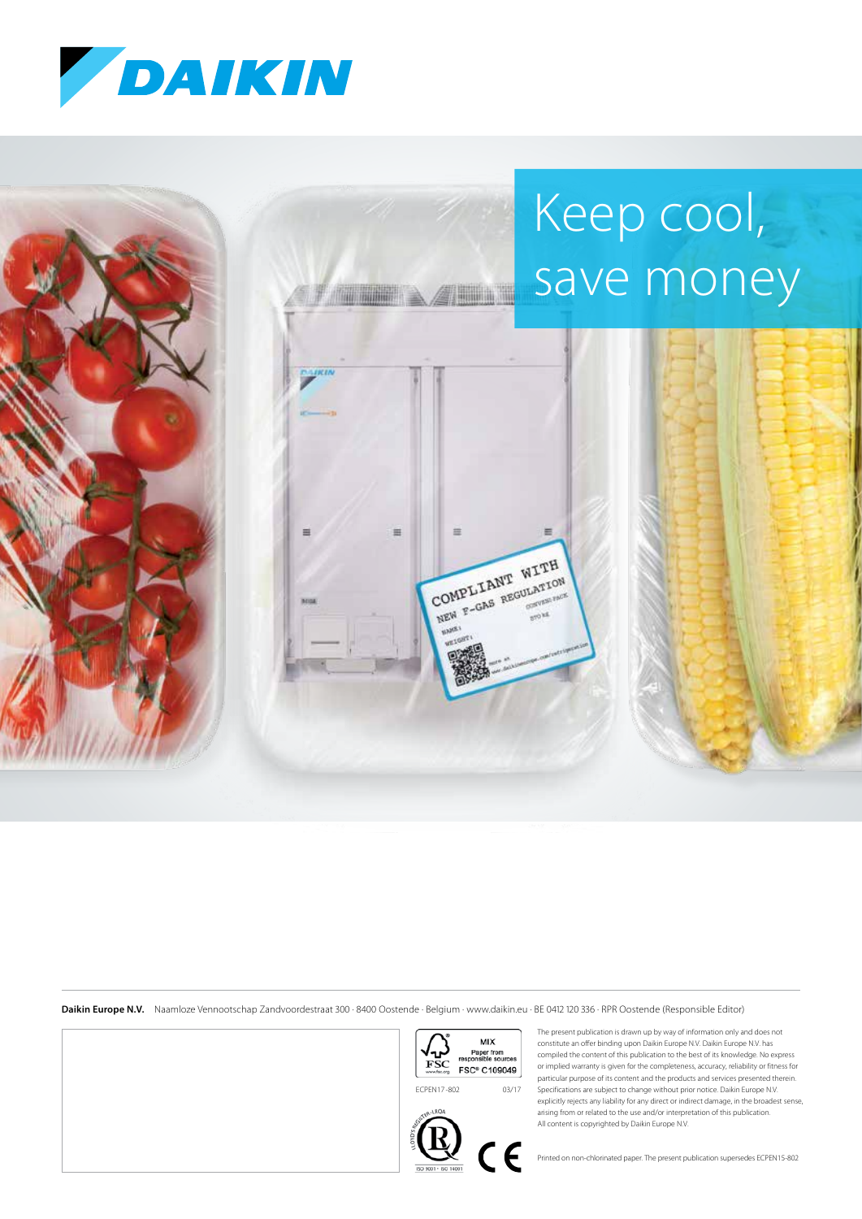# Keep cool, save money

**Daikin Europe N.V.** Naamloze Vennootschap Zandvoordestraat 300 · 8400 Oostende · Belgium · www.daikin.eu · BE 0412 120 336 · RPR Oostende (Responsible Editor)

ECPEN17-802 03/17

The present publication is drawn up by way of information only and does not constitute an offer binding upon Daikin Europe N.V. Daikin Europe N.V. has compiled the content of this publication to the best of its knowledge. No express or implied warranty is given for the completeness, accuracy, reliability or fitness for particular purpose of its content and the products and services presented therein. Specifications are subject to change without prior notice. Daikin Europe N.V. explicitly rejects any liability for any direct or indirect damage, in the broadest sense, arising from or related to the use and/or interpretation of this publication. All content is copyrighted by Daikin Europe N.V.

Printed on non-chlorinated paper. The present publication supersedes ECPEN15-802